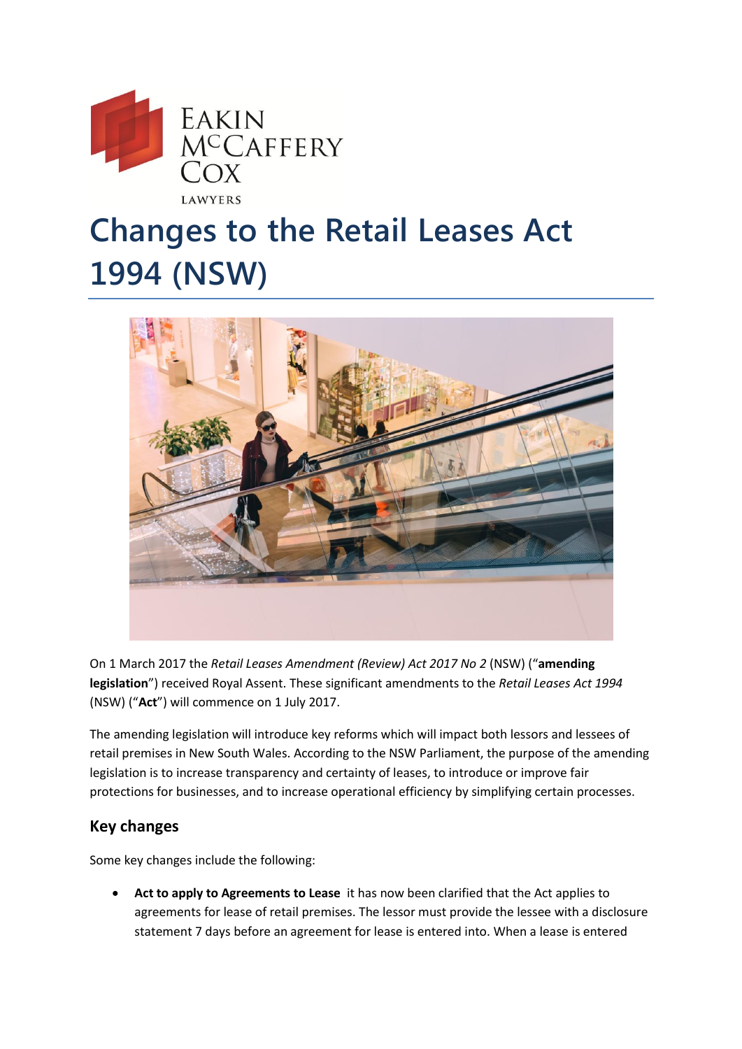EAKIN McCAFFERY COX LAWYERS

# Changes to the Retail Leases Act 1994 (NSW)

On 1 March 2017 the *Retail Leases Amendment (Review) Act 2017 No 2* (NSW) ("**amending legislation**") received Royal Assent. These significant amendments to the *Retail Leases Act 1994* (NSW) ("**Act**") will commence on 1 July 2017.

The amending legislation will introduce key reforms which will impact both lessors and lessees of retail premises in New South Wales. According to the NSW Parliament, the purpose of the amending legislation is to increase transparency and certainty of leases, to introduce or improve fair protections for businesses, and to increase operational efficiency by simplifying certain processes.

## Key changes

Some key changes include the following:

- **Act to apply to Agreements to Lease** it has now been clarified that the Act applies to agreements for lease of retail premises. The lessor must provide the lessee with a disclosure statement 7 days before an agreement for lease is entered into. When a lease is entered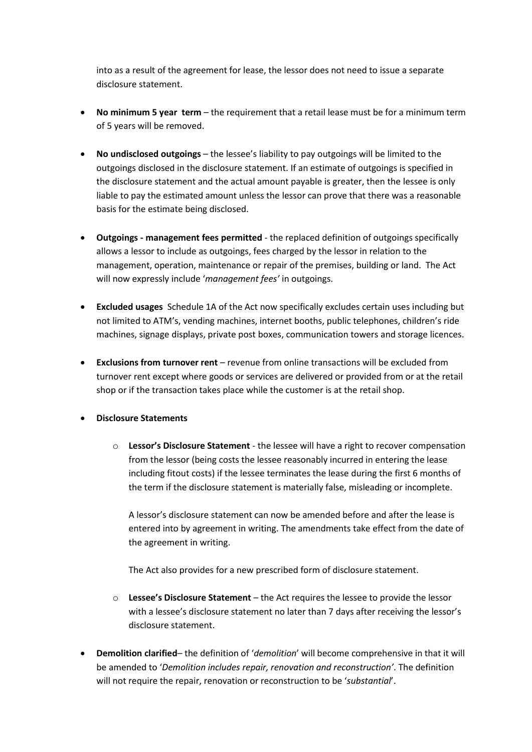into as a result of the agreement for lease, the lessor does not need to issue a separate disclosure statement.

- **No minimum 5 year term** – the requirement that a retail lease must be for a minimum term of 5 years will be removed.

- **No undisclosed outgoings** – the lessee's liability to pay outgoings will be limited to the outgoings disclosed in the disclosure statement. If an estimate of outgoings is specified in the disclosure statement and the actual amount payable is greater, then the lessee is only liable to pay the estimated amount unless the lessor can prove that there was a reasonable basis for the estimate being disclosed.

- **Outgoings - management fees permitted** - the replaced definition of outgoings specifically allows a lessor to include as outgoings, fees charged by the lessor in relation to the management, operation, maintenance or repair of the premises, building or land. The Act will now expressly include '*management fees'* in outgoings.

- **Excluded usages** Schedule 1A of the Act now specifically excludes certain uses including but not limited to ATM's, vending machines, internet booths, public telephones, children's ride machines, signage displays, private post boxes, communication towers and storage licences.

- **Exclusions from turnover rent** – revenue from online transactions will be excluded from turnover rent except where goods or services are delivered or provided from or at the retail shop or if the transaction takes place while the customer is at the retail shop.

- **Disclosure Statements**

  - **Lessor's Disclosure Statement** - the lessee will have a right to recover compensation from the lessor (being costs the lessee reasonably incurred in entering the lease including fitout costs) if the lessee terminates the lease during the first 6 months of the term if the disclosure statement is materially false, misleading or incomplete.

    A lessor's disclosure statement can now be amended before and after the lease is entered into by agreement in writing. The amendments take effect from the date of the agreement in writing.

    The Act also provides for a new prescribed form of disclosure statement.

  - **Lessee's Disclosure Statement** – the Act requires the lessee to provide the lessor with a lessee's disclosure statement no later than 7 days after receiving the lessor's disclosure statement.

- **Demolition clarified**– the definition of '*demolition*' will become comprehensive in that it will be amended to '*Demolition includes repair, renovation and reconstruction'*. The definition will not require the repair, renovation or reconstruction to be '*substantial*'.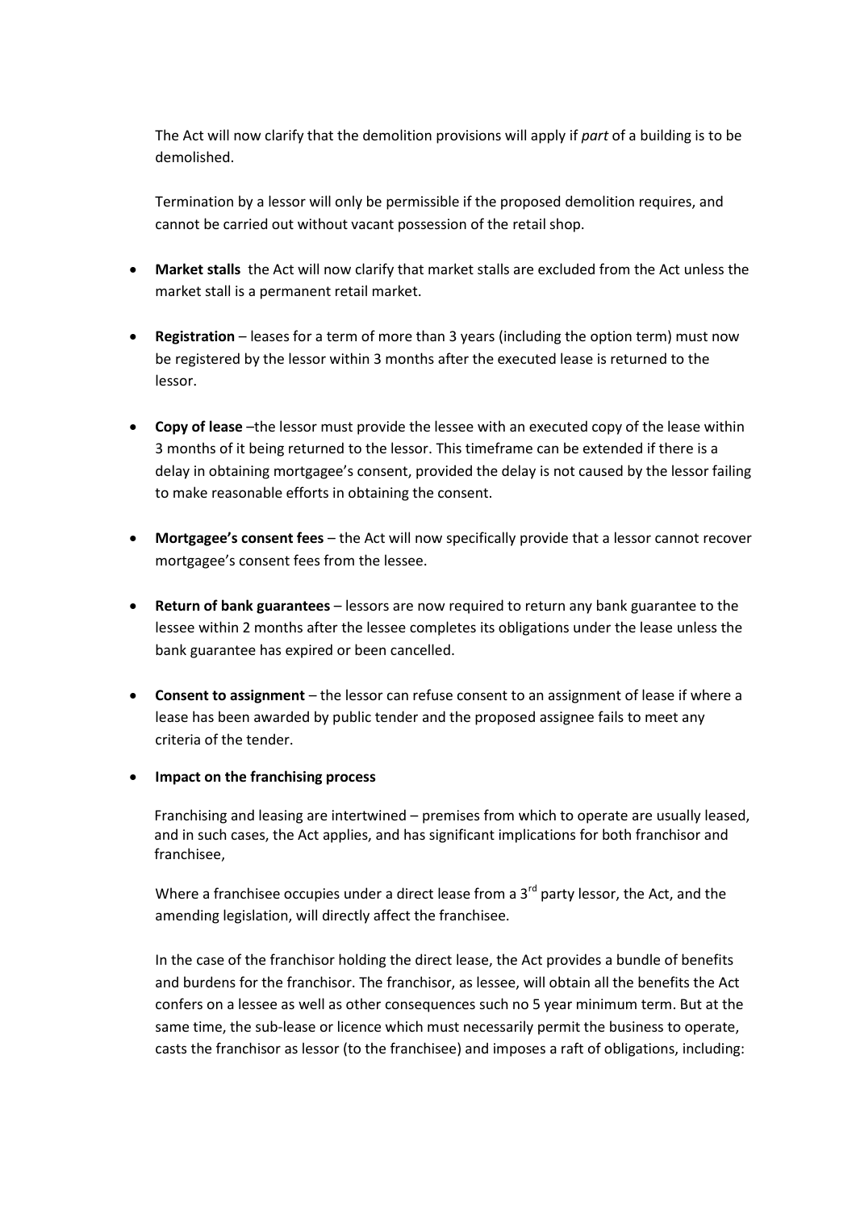The Act will now clarify that the demolition provisions will apply if *part* of a building is to be demolished.

Termination by a lessor will only be permissible if the proposed demolition requires, and cannot be carried out without vacant possession of the retail shop.

- **Market stalls** the Act will now clarify that market stalls are excluded from the Act unless the market stall is a permanent retail market.

- **Registration** – leases for a term of more than 3 years (including the option term) must now be registered by the lessor within 3 months after the executed lease is returned to the lessor.

- **Copy of lease** –the lessor must provide the lessee with an executed copy of the lease within 3 months of it being returned to the lessor. This timeframe can be extended if there is a delay in obtaining mortgagee's consent, provided the delay is not caused by the lessor failing to make reasonable efforts in obtaining the consent.

- **Mortgagee's consent fees** – the Act will now specifically provide that a lessor cannot recover mortgagee's consent fees from the lessee.

- **Return of bank guarantees** – lessors are now required to return any bank guarantee to the lessee within 2 months after the lessee completes its obligations under the lease unless the bank guarantee has expired or been cancelled.

- **Consent to assignment** – the lessor can refuse consent to an assignment of lease if where a lease has been awarded by public tender and the proposed assignee fails to meet any criteria of the tender.

- **Impact on the franchising process**

  Franchising and leasing are intertwined – premises from which to operate are usually leased, and in such cases, the Act applies, and has significant implications for both franchisor and franchisee,

  Where a franchisee occupies under a direct lease from a 3rd party lessor, the Act, and the amending legislation, will directly affect the franchisee.

  In the case of the franchisor holding the direct lease, the Act provides a bundle of benefits and burdens for the franchisor. The franchisor, as lessee, will obtain all the benefits the Act confers on a lessee as well as other consequences such no 5 year minimum term. But at the same time, the sub-lease or licence which must necessarily permit the business to operate, casts the franchisor as lessor (to the franchisee) and imposes a raft of obligations, including: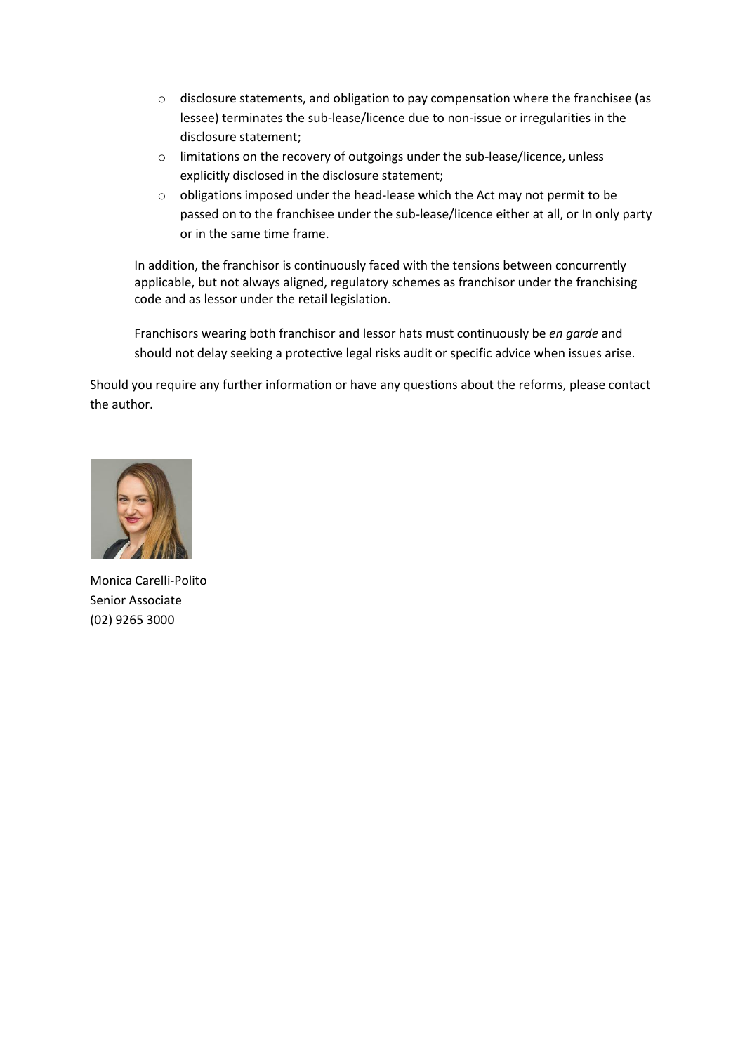- disclosure statements, and obligation to pay compensation where the franchisee (as lessee) terminates the sub-lease/licence due to non-issue or irregularities in the disclosure statement;
- limitations on the recovery of outgoings under the sub-lease/licence, unless explicitly disclosed in the disclosure statement;
- obligations imposed under the head-lease which the Act may not permit to be passed on to the franchisee under the sub-lease/licence either at all, or In only party or in the same time frame.

In addition, the franchisor is continuously faced with the tensions between concurrently applicable, but not always aligned, regulatory schemes as franchisor under the franchising code and as lessor under the retail legislation.

Franchisors wearing both franchisor and lessor hats must continuously be *en garde* and should not delay seeking a protective legal risks audit or specific advice when issues arise.

Should you require any further information or have any questions about the reforms, please contact the author.

Monica Carelli-Polito
Senior Associate
(02) 9265 3000